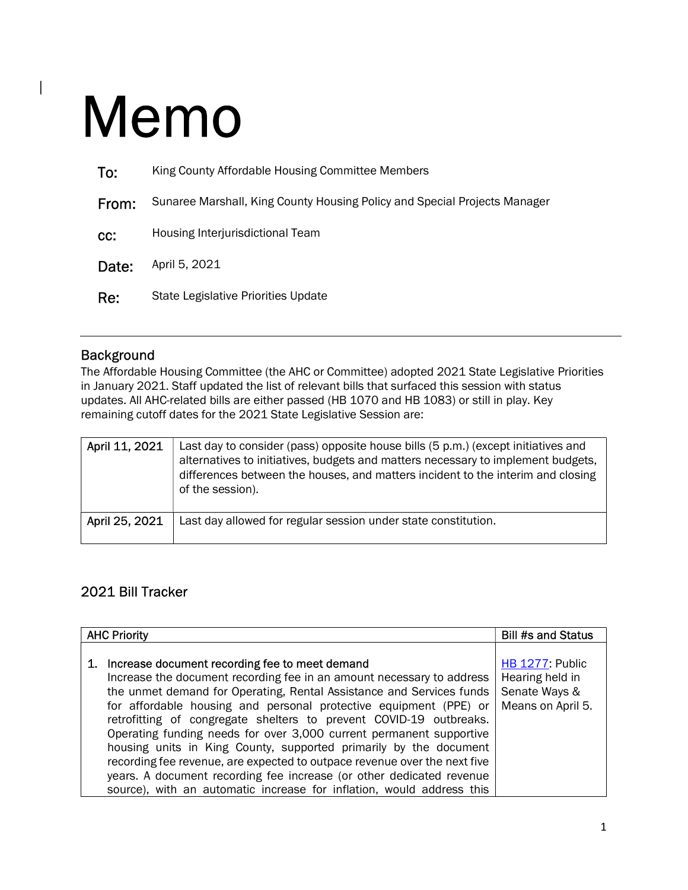# Memo

**To:** King County Affordable Housing Committee Members

**From:** Sunaree Marshall, King County Housing Policy and Special Projects Manager

**cc:** Housing Interjurisdictional Team

**Date:** April 5, 2021

**Re:** State Legislative Priorities Update

## Background

The Affordable Housing Committee (the AHC or Committee) adopted 2021 State Legislative Priorities in January 2021. Staff updated the list of relevant bills that surfaced this session with status updates. All AHC-related bills are either passed (HB 1070 and HB 1083) or still in play. Key remaining cutoff dates for the 2021 State Legislative Session are:

| | |
|---|---|
| April 11, 2021 | Last day to consider (pass) opposite house bills (5 p.m.) (except initiatives and alternatives to initiatives, budgets and matters necessary to implement budgets, differences between the houses, and matters incident to the interim and closing of the session). |
| April 25, 2021 | Last day allowed for regular session under state constitution. |

## 2021 Bill Tracker

| AHC Priority | Bill #s and Status |
|---|---|
| 1. **Increase document recording fee to meet demand**<br>Increase the document recording fee in an amount necessary to address the unmet demand for Operating, Rental Assistance and Services funds for affordable housing and personal protective equipment (PPE) or retrofitting of congregate shelters to prevent COVID-19 outbreaks. Operating funding needs for over 3,000 current permanent supportive housing units in King County, supported primarily by the document recording fee revenue, are expected to outpace revenue over the next five years. A document recording fee increase (or other dedicated revenue source), with an automatic increase for inflation, would address this | HB 1277: Public Hearing held in Senate Ways & Means on April 5. |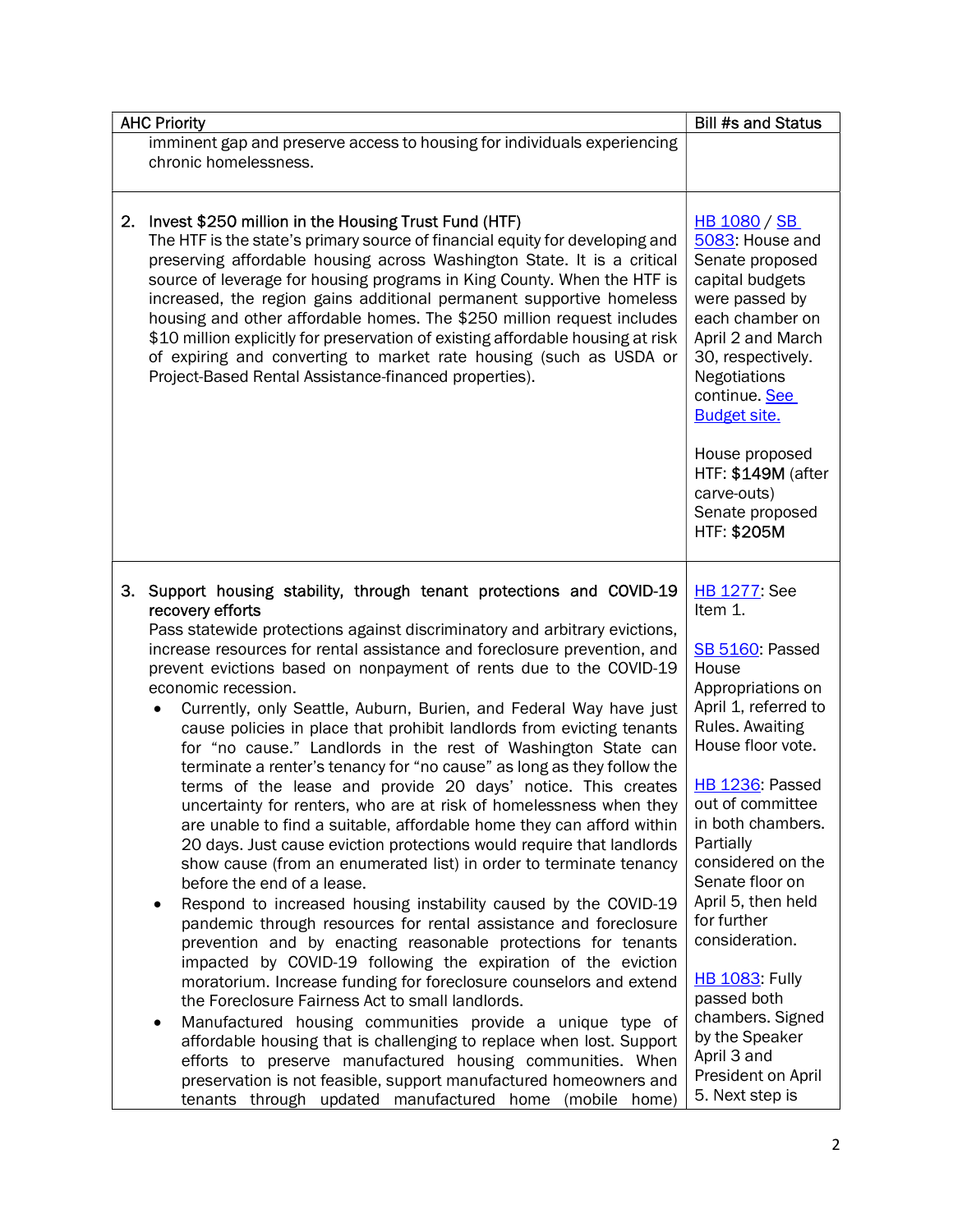| AHC Priority | Bill #s and Status |
|---|---|
| imminent gap and preserve access to housing for individuals experiencing chronic homelessness. | |
| 2. Invest $250 million in the Housing Trust Fund (HTF)<br>The HTF is the state's primary source of financial equity for developing and preserving affordable housing across Washington State. It is a critical source of leverage for housing programs in King County. When the HTF is increased, the region gains additional permanent supportive homeless housing and other affordable homes. The $250 million request includes $10 million explicitly for preservation of existing affordable housing at risk of expiring and converting to market rate housing (such as USDA or Project-Based Rental Assistance-financed properties). | HB 1080 / SB 5083: House and Senate proposed capital budgets were passed by each chamber on April 2 and March 30, respectively. Negotiations continue. See Budget site.<br><br>House proposed HTF: **$149M** (after carve-outs)<br>Senate proposed HTF: **$205M** |
| 3. Support housing stability, through tenant protections and COVID-19 recovery efforts<br>Pass statewide protections against discriminatory and arbitrary evictions, increase resources for rental assistance and foreclosure prevention, and prevent evictions based on nonpayment of rents due to the COVID-19 economic recession.<br>• Currently, only Seattle, Auburn, Burien, and Federal Way have just cause policies in place that prohibit landlords from evicting tenants for "no cause." Landlords in the rest of Washington State can terminate a renter's tenancy for "no cause" as long as they follow the terms of the lease and provide 20 days' notice. This creates uncertainty for renters, who are at risk of homelessness when they are unable to find a suitable, affordable home they can afford within 20 days. Just cause eviction protections would require that landlords show cause (from an enumerated list) in order to terminate tenancy before the end of a lease.<br>• Respond to increased housing instability caused by the COVID-19 pandemic through resources for rental assistance and foreclosure prevention and by enacting reasonable protections for tenants impacted by COVID-19 following the expiration of the eviction moratorium. Increase funding for foreclosure counselors and extend the Foreclosure Fairness Act to small landlords.<br>• Manufactured housing communities provide a unique type of affordable housing that is challenging to replace when lost. Support efforts to preserve manufactured housing communities. When preservation is not feasible, support manufactured homeowners and tenants through updated manufactured home (mobile home) | HB 1277: See Item 1.<br><br>SB 5160: Passed House Appropriations on April 1, referred to Rules. Awaiting House floor vote.<br><br>HB 1236: Passed out of committee in both chambers. Partially considered on the Senate floor on April 5, then held for further consideration.<br><br>HB 1083: Fully passed both chambers. Signed by the Speaker April 3 and President on April 5. Next step is |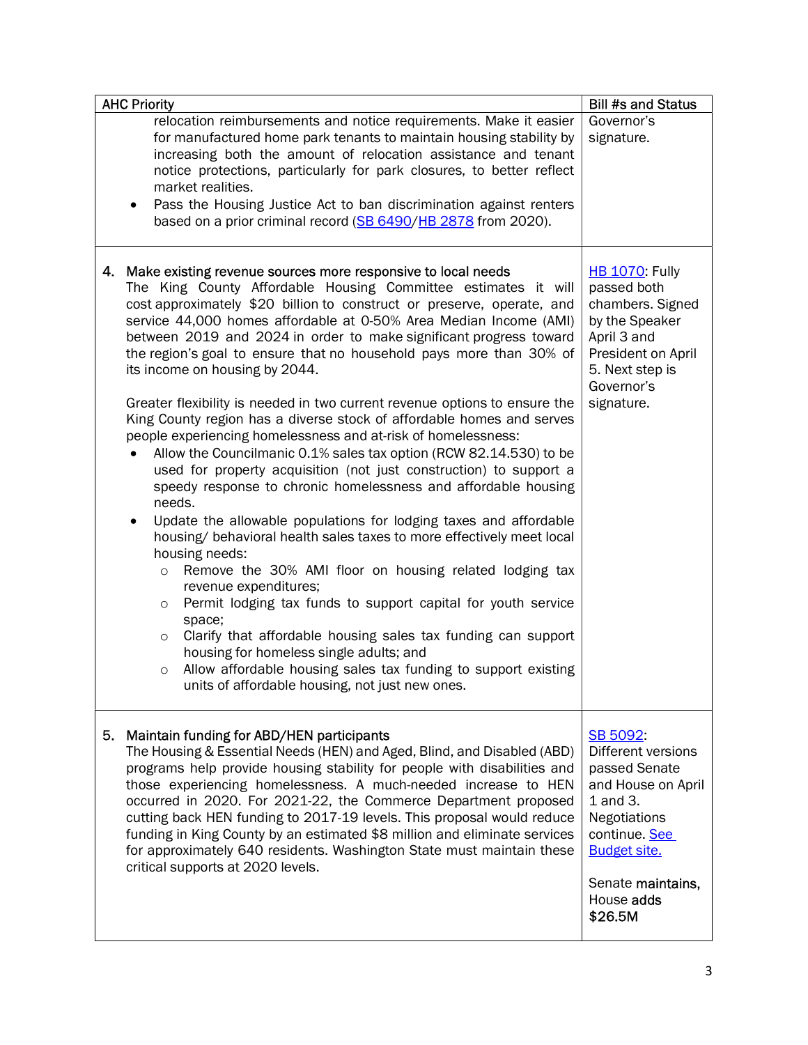| AHC Priority | Bill #s and Status |
|---|---|
| relocation reimbursements and notice requirements. Make it easier for manufactured home park tenants to maintain housing stability by increasing both the amount of relocation assistance and tenant notice protections, particularly for park closures, to better reflect market realities.<br>• Pass the Housing Justice Act to ban discrimination against renters based on a prior criminal record (SB 6490/HB 2878 from 2020). | Governor's signature. |
| **4. Make existing revenue sources more responsive to local needs**<br>The King County Affordable Housing Committee estimates it will cost approximately $20 billion to construct or preserve, operate, and service 44,000 homes affordable at 0-50% Area Median Income (AMI) between 2019 and 2024 in order to make significant progress toward the region's goal to ensure that no household pays more than 30% of its income on housing by 2044.<br><br>Greater flexibility is needed in two current revenue options to ensure the King County region has a diverse stock of affordable homes and serves people experiencing homelessness and at-risk of homelessness:<br>• Allow the Councilmanic 0.1% sales tax option (RCW 82.14.530) to be used for property acquisition (not just construction) to support a speedy response to chronic homelessness and affordable housing needs.<br>• Update the allowable populations for lodging taxes and affordable housing/ behavioral health sales taxes to more effectively meet local housing needs:<br>  ○ Remove the 30% AMI floor on housing related lodging tax revenue expenditures;<br>  ○ Permit lodging tax funds to support capital for youth service space;<br>  ○ Clarify that affordable housing sales tax funding can support housing for homeless single adults; and<br>  ○ Allow affordable housing sales tax funding to support existing units of affordable housing, not just new ones. | HB 1070: Fully passed both chambers. Signed by the Speaker April 3 and President on April 5. Next step is Governor's signature. |
| **5. Maintain funding for ABD/HEN participants**<br>The Housing & Essential Needs (HEN) and Aged, Blind, and Disabled (ABD) programs help provide housing stability for people with disabilities and those experiencing homelessness. A much-needed increase to HEN occurred in 2020. For 2021-22, the Commerce Department proposed cutting back HEN funding to 2017-19 levels. This proposal would reduce funding in King County by an estimated $8 million and eliminate services for approximately 640 residents. Washington State must maintain these critical supports at 2020 levels. | SB 5092: Different versions passed Senate and House on April 1 and 3. Negotiations continue. See Budget site.<br><br>Senate **maintains**, House **adds $26.5M** |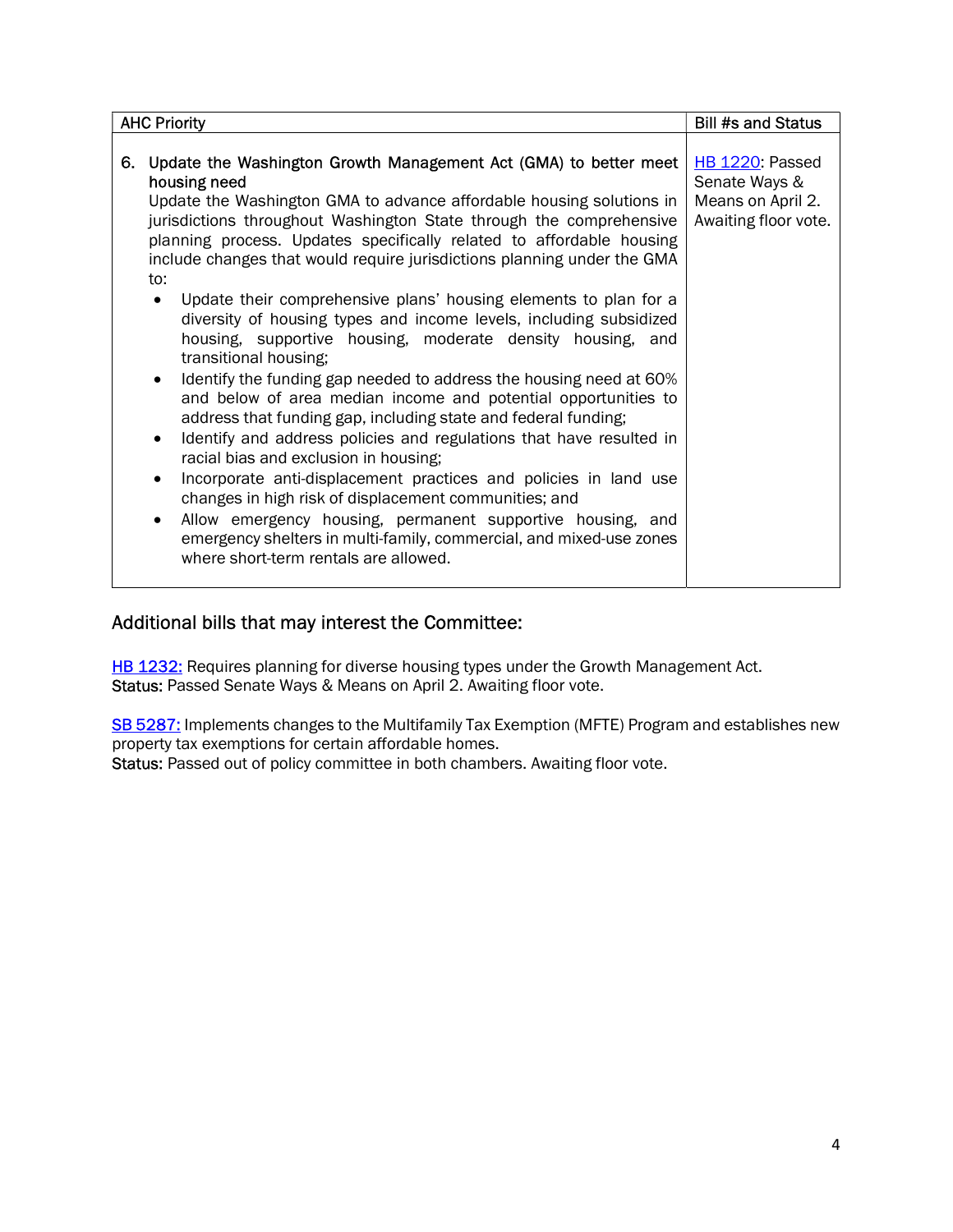| AHC Priority | Bill #s and Status |
|---|---|
| 6. **Update the Washington Growth Management Act (GMA) to better meet housing need** Update the Washington GMA to advance affordable housing solutions in jurisdictions throughout Washington State through the comprehensive planning process. Updates specifically related to affordable housing include changes that would require jurisdictions planning under the GMA to: <br>• Update their comprehensive plans' housing elements to plan for a diversity of housing types and income levels, including subsidized housing, supportive housing, moderate density housing, and transitional housing; <br>• Identify the funding gap needed to address the housing need at 60% and below of area median income and potential opportunities to address that funding gap, including state and federal funding; <br>• Identify and address policies and regulations that have resulted in racial bias and exclusion in housing; <br>• Incorporate anti-displacement practices and policies in land use changes in high risk of displacement communities; and <br>• Allow emergency housing, permanent supportive housing, and emergency shelters in multi-family, commercial, and mixed-use zones where short-term rentals are allowed. | HB 1220: Passed Senate Ways & Means on April 2. Awaiting floor vote. |

## Additional bills that may interest the Committee:

HB 1232: Requires planning for diverse housing types under the Growth Management Act.
**Status:** Passed Senate Ways & Means on April 2. Awaiting floor vote.

SB 5287: Implements changes to the Multifamily Tax Exemption (MFTE) Program and establishes new property tax exemptions for certain affordable homes.
**Status:** Passed out of policy committee in both chambers. Awaiting floor vote.